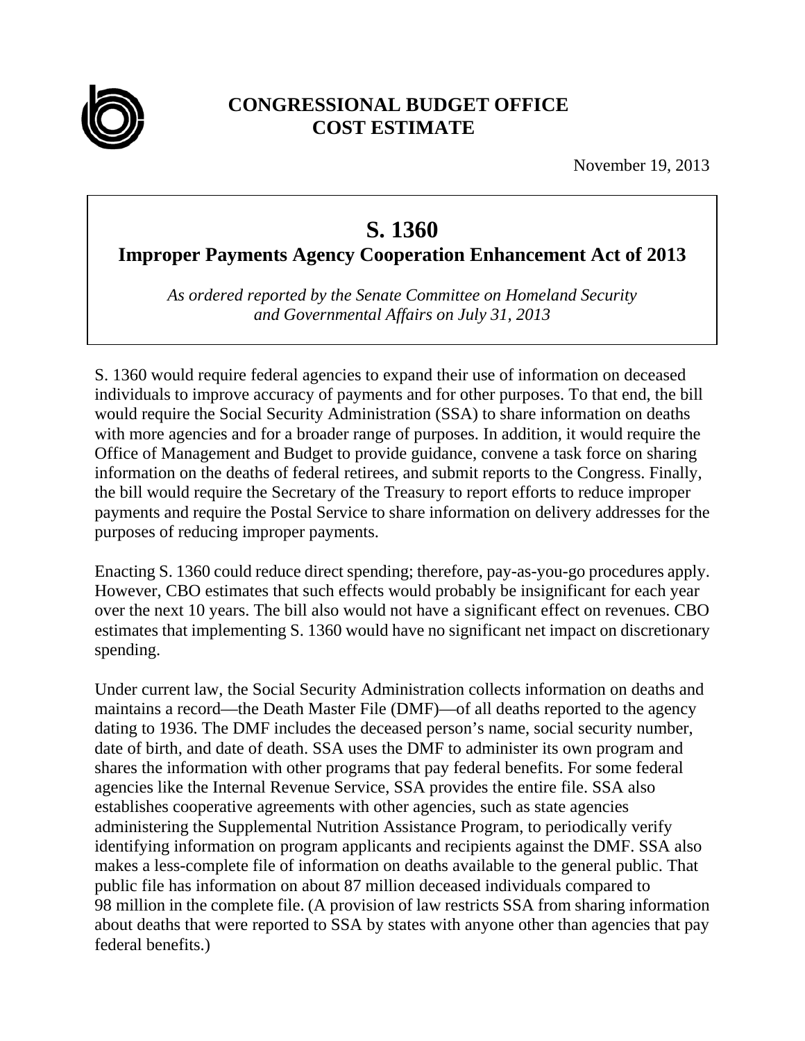# CONGRESSIONAL BUDGET OFFICE COST ESTIMATE

November 19, 2013

## S. 1360

### Improper Payments Agency Cooperation Enhancement Act of 2013

*As ordered reported by the Senate Committee on Homeland Security and Governmental Affairs on July 31, 2013*

S. 1360 would require federal agencies to expand their use of information on deceased individuals to improve accuracy of payments and for other purposes. To that end, the bill would require the Social Security Administration (SSA) to share information on deaths with more agencies and for a broader range of purposes. In addition, it would require the Office of Management and Budget to provide guidance, convene a task force on sharing information on the deaths of federal retirees, and submit reports to the Congress. Finally, the bill would require the Secretary of the Treasury to report efforts to reduce improper payments and require the Postal Service to share information on delivery addresses for the purposes of reducing improper payments.

Enacting S. 1360 could reduce direct spending; therefore, pay-as-you-go procedures apply. However, CBO estimates that such effects would probably be insignificant for each year over the next 10 years. The bill also would not have a significant effect on revenues. CBO estimates that implementing S. 1360 would have no significant net impact on discretionary spending.

Under current law, the Social Security Administration collects information on deaths and maintains a record—the Death Master File (DMF)—of all deaths reported to the agency dating to 1936. The DMF includes the deceased person's name, social security number, date of birth, and date of death. SSA uses the DMF to administer its own program and shares the information with other programs that pay federal benefits. For some federal agencies like the Internal Revenue Service, SSA provides the entire file. SSA also establishes cooperative agreements with other agencies, such as state agencies administering the Supplemental Nutrition Assistance Program, to periodically verify identifying information on program applicants and recipients against the DMF. SSA also makes a less-complete file of information on deaths available to the general public. That public file has information on about 87 million deceased individuals compared to 98 million in the complete file. (A provision of law restricts SSA from sharing information about deaths that were reported to SSA by states with anyone other than agencies that pay federal benefits.)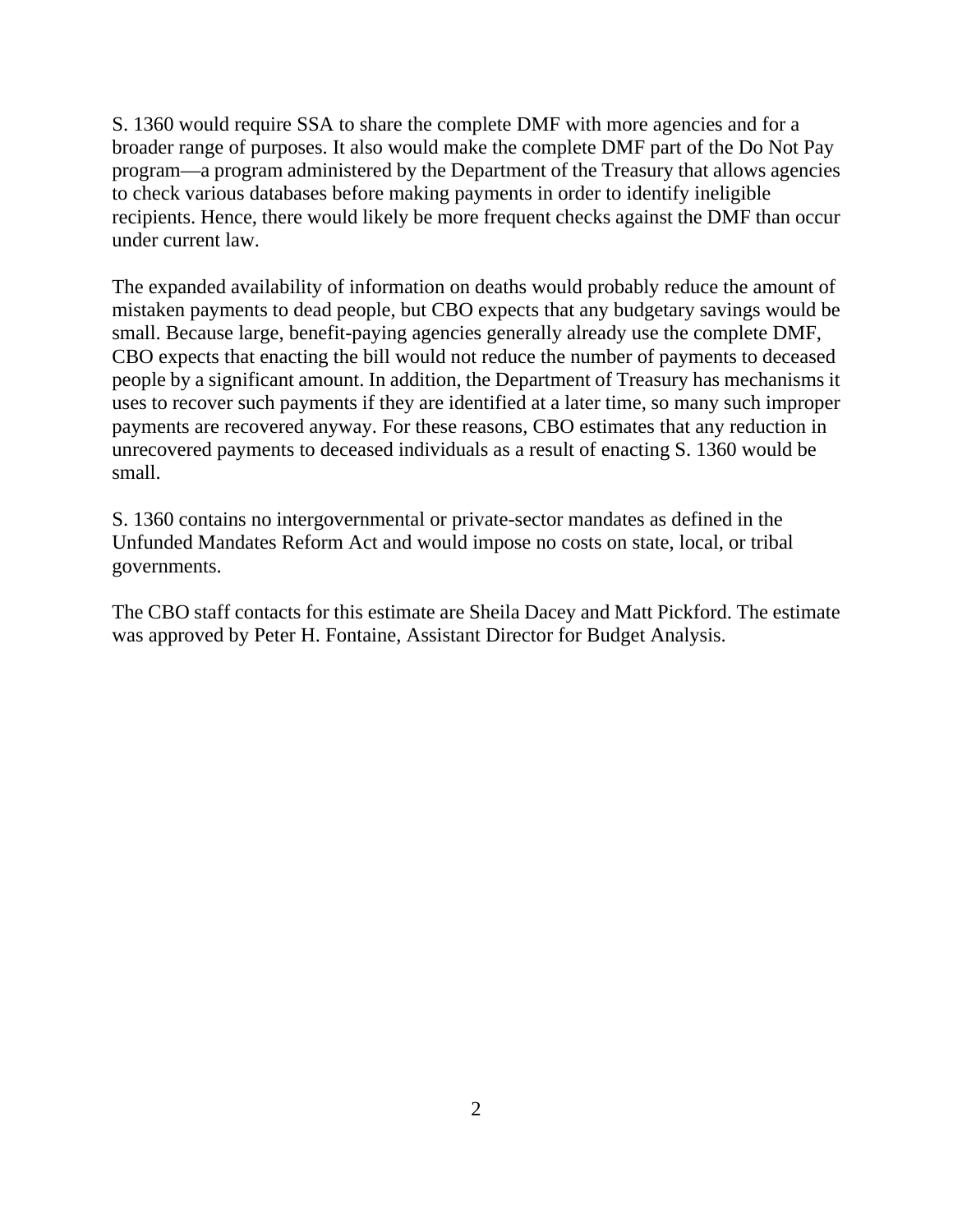S. 1360 would require SSA to share the complete DMF with more agencies and for a broader range of purposes. It also would make the complete DMF part of the Do Not Pay program—a program administered by the Department of the Treasury that allows agencies to check various databases before making payments in order to identify ineligible recipients. Hence, there would likely be more frequent checks against the DMF than occur under current law.

The expanded availability of information on deaths would probably reduce the amount of mistaken payments to dead people, but CBO expects that any budgetary savings would be small. Because large, benefit-paying agencies generally already use the complete DMF, CBO expects that enacting the bill would not reduce the number of payments to deceased people by a significant amount. In addition, the Department of Treasury has mechanisms it uses to recover such payments if they are identified at a later time, so many such improper payments are recovered anyway. For these reasons, CBO estimates that any reduction in unrecovered payments to deceased individuals as a result of enacting S. 1360 would be small.

S. 1360 contains no intergovernmental or private-sector mandates as defined in the Unfunded Mandates Reform Act and would impose no costs on state, local, or tribal governments.

The CBO staff contacts for this estimate are Sheila Dacey and Matt Pickford. The estimate was approved by Peter H. Fontaine, Assistant Director for Budget Analysis.